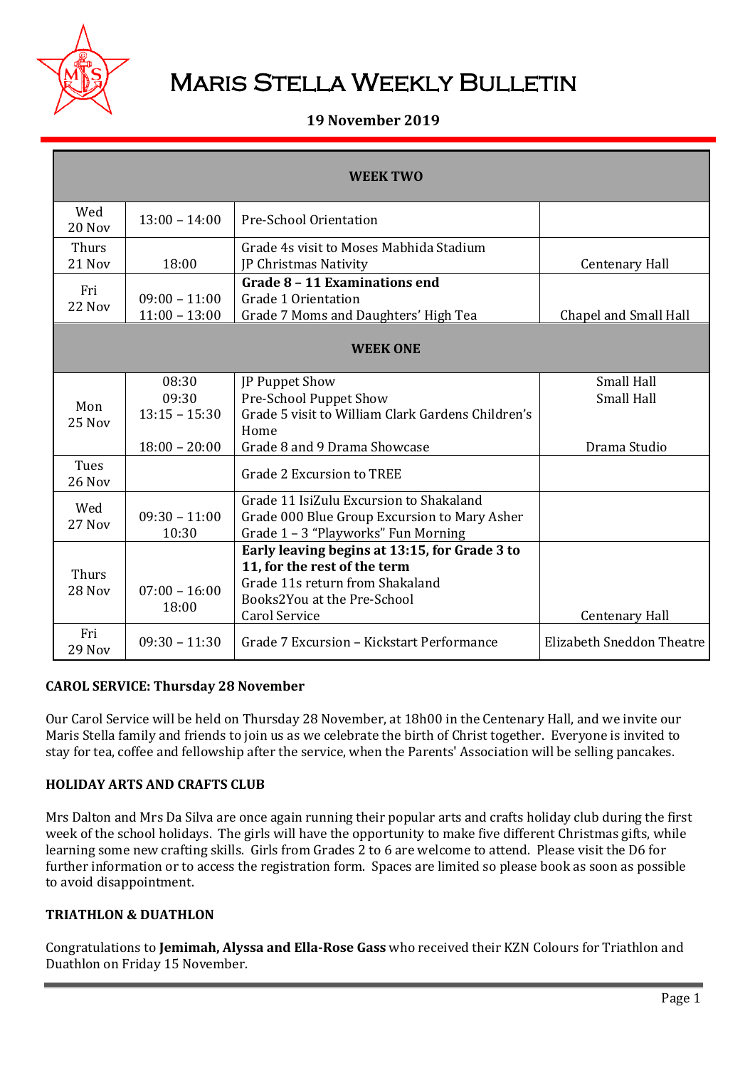# Maris Stella Weekly Bulletin

**19 November 2019**

| WEEK TWO | | | |
|---|---|---|---|
| Wed 20 Nov | 13:00 – 14:00 | Pre-School Orientation | |
| Thurs 21 Nov | 18:00 | Grade 4s visit to Moses Mabhida Stadium<br>JP Christmas Nativity | Centenary Hall |
| Fri 22 Nov | 09:00 – 11:00<br>11:00 – 13:00 | **Grade 8 – 11 Examinations end**<br>Grade 1 Orientation<br>Grade 7 Moms and Daughters' High Tea | Chapel and Small Hall |
| **WEEK ONE** | | | |
| Mon 25 Nov | 08:30<br>09:30<br>13:15 – 15:30<br><br>18:00 – 20:00 | JP Puppet Show<br>Pre-School Puppet Show<br>Grade 5 visit to William Clark Gardens Children's Home<br>Grade 8 and 9 Drama Showcase | Small Hall<br>Small Hall<br><br><br>Drama Studio |
| Tues 26 Nov | | Grade 2 Excursion to TREE | |
| Wed 27 Nov | 09:30 – 11:00<br>10:30 | Grade 11 IsiZulu Excursion to Shakaland<br>Grade 000 Blue Group Excursion to Mary Asher<br>Grade 1 – 3 "Playworks" Fun Morning | |
| Thurs 28 Nov | 07:00 – 16:00<br>18:00 | **Early leaving begins at 13:15, for Grade 3 to 11, for the rest of the term**<br>Grade 11s return from Shakaland<br>Books2You at the Pre-School<br>Carol Service | Centenary Hall |
| Fri 29 Nov | 09:30 – 11:30 | Grade 7 Excursion – Kickstart Performance | Elizabeth Sneddon Theatre |

**CAROL SERVICE: Thursday 28 November**

Our Carol Service will be held on Thursday 28 November, at 18h00 in the Centenary Hall, and we invite our Maris Stella family and friends to join us as we celebrate the birth of Christ together. Everyone is invited to stay for tea, coffee and fellowship after the service, when the Parents' Association will be selling pancakes.

**HOLIDAY ARTS AND CRAFTS CLUB**

Mrs Dalton and Mrs Da Silva are once again running their popular arts and crafts holiday club during the first week of the school holidays. The girls will have the opportunity to make five different Christmas gifts, while learning some new crafting skills. Girls from Grades 2 to 6 are welcome to attend. Please visit the D6 for further information or to access the registration form. Spaces are limited so please book as soon as possible to avoid disappointment.

**TRIATHLON & DUATHLON**

Congratulations to **Jemimah, Alyssa and Ella-Rose Gass** who received their KZN Colours for Triathlon and Duathlon on Friday 15 November.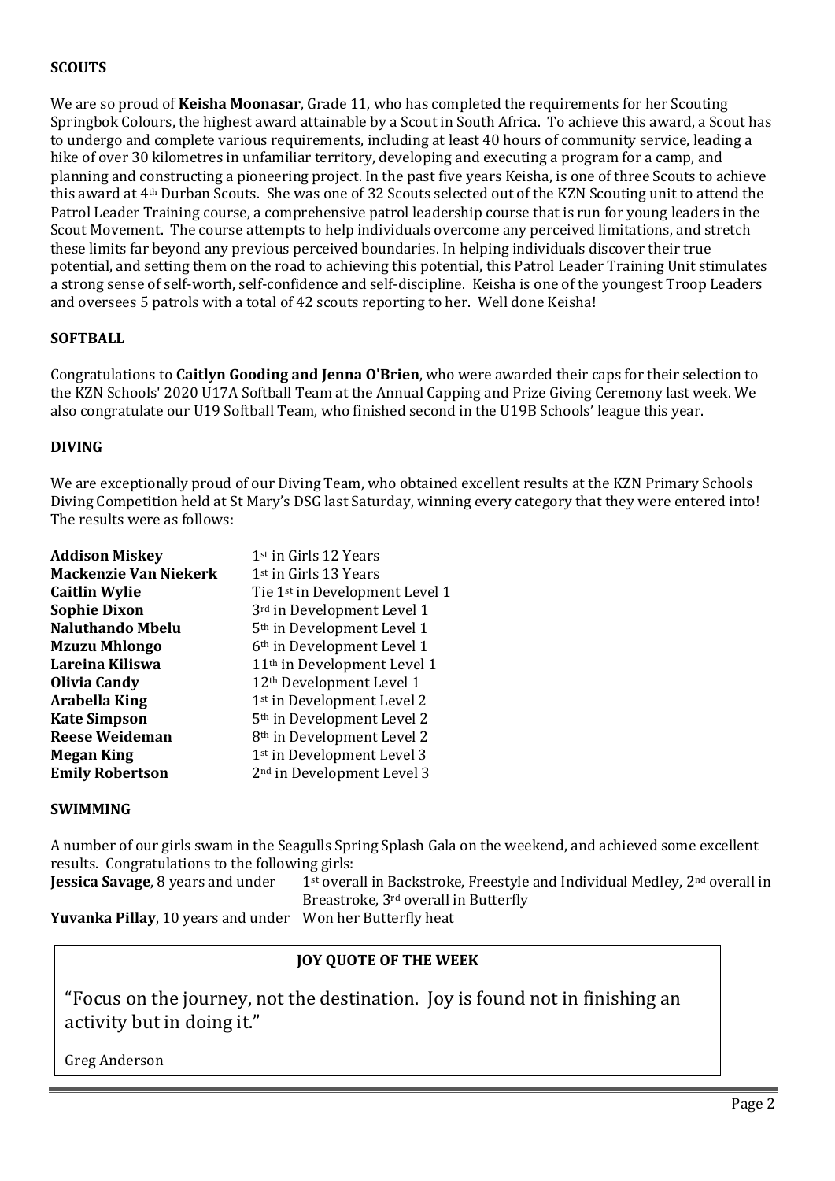## SCOUTS

We are so proud of **Keisha Moonasar**, Grade 11, who has completed the requirements for her Scouting Springbok Colours, the highest award attainable by a Scout in South Africa. To achieve this award, a Scout has to undergo and complete various requirements, including at least 40 hours of community service, leading a hike of over 30 kilometres in unfamiliar territory, developing and executing a program for a camp, and planning and constructing a pioneering project. In the past five years Keisha, is one of three Scouts to achieve this award at 4th Durban Scouts. She was one of 32 Scouts selected out of the KZN Scouting unit to attend the Patrol Leader Training course, a comprehensive patrol leadership course that is run for young leaders in the Scout Movement. The course attempts to help individuals overcome any perceived limitations, and stretch these limits far beyond any previous perceived boundaries. In helping individuals discover their true potential, and setting them on the road to achieving this potential, this Patrol Leader Training Unit stimulates a strong sense of self-worth, self-confidence and self-discipline. Keisha is one of the youngest Troop Leaders and oversees 5 patrols with a total of 42 scouts reporting to her. Well done Keisha!

## SOFTBALL

Congratulations to **Caitlyn Gooding and Jenna O'Brien**, who were awarded their caps for their selection to the KZN Schools' 2020 U17A Softball Team at the Annual Capping and Prize Giving Ceremony last week. We also congratulate our U19 Softball Team, who finished second in the U19B Schools' league this year.

## DIVING

We are exceptionally proud of our Diving Team, who obtained excellent results at the KZN Primary Schools Diving Competition held at St Mary's DSG last Saturday, winning every category that they were entered into! The results were as follows:

| | |
|---|---|
| **Addison Miskey** | 1st in Girls 12 Years |
| **Mackenzie Van Niekerk** | 1st in Girls 13 Years |
| **Caitlin Wylie** | Tie 1st in Development Level 1 |
| **Sophie Dixon** | 3rd in Development Level 1 |
| **Naluthando Mbelu** | 5th in Development Level 1 |
| **Mzuzu Mhlongo** | 6th in Development Level 1 |
| **Lareina Kiliswa** | 11th in Development Level 1 |
| **Olivia Candy** | 12th Development Level 1 |
| **Arabella King** | 1st in Development Level 2 |
| **Kate Simpson** | 5th in Development Level 2 |
| **Reese Weideman** | 8th in Development Level 2 |
| **Megan King** | 1st in Development Level 3 |
| **Emily Robertson** | 2nd in Development Level 3 |

## SWIMMING

A number of our girls swam in the Seagulls Spring Splash Gala on the weekend, and achieved some excellent results. Congratulations to the following girls:

**Jessica Savage**, 8 years and under — 1st overall in Backstroke, Freestyle and Individual Medley, 2nd overall in Breastroke, 3rd overall in Butterfly

**Yuvanka Pillay**, 10 years and under — Won her Butterfly heat

---

**JOY QUOTE OF THE WEEK**

"Focus on the journey, not the destination. Joy is found not in finishing an activity but in doing it."

Greg Anderson